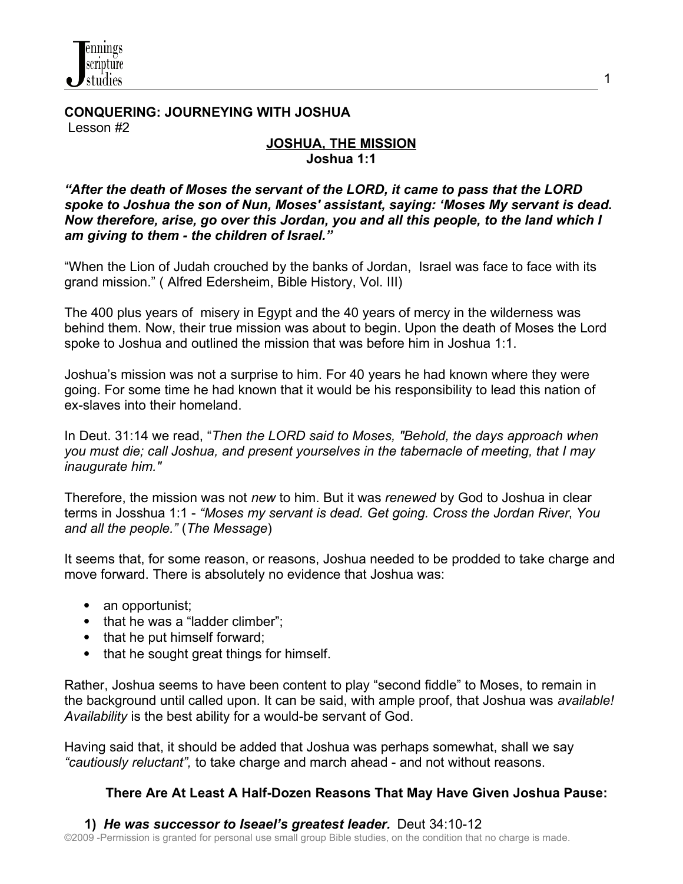**CONQUERING: JOURNEYING WITH JOSHUA**
Lesson #2

## JOSHUA, THE MISSION
**Joshua 1:1**

***"After the death of Moses the servant of the LORD, it came to pass that the LORD spoke to Joshua the son of Nun, Moses' assistant, saying: 'Moses My servant is dead. Now therefore, arise, go over this Jordan, you and all this people, to the land which I am giving to them - the children of Israel."***

"When the Lion of Judah crouched by the banks of Jordan, Israel was face to face with its grand mission." ( Alfred Edersheim, Bible History, Vol. III)

The 400 plus years of misery in Egypt and the 40 years of mercy in the wilderness was behind them. Now, their true mission was about to begin. Upon the death of Moses the Lord spoke to Joshua and outlined the mission that was before him in Joshua 1:1.

Joshua's mission was not a surprise to him. For 40 years he had known where they were going. For some time he had known that it would be his responsibility to lead this nation of ex-slaves into their homeland.

In Deut. 31:14 we read, "*Then the LORD said to Moses, "Behold, the days approach when you must die; call Joshua, and present yourselves in the tabernacle of meeting, that I may inaugurate him."*

Therefore, the mission was not *new* to him. But it was *renewed* by God to Joshua in clear terms in Josshua 1:1 - *"Moses my servant is dead. Get going. Cross the Jordan River*, *You and all the people."* (*The Message*)

It seems that, for some reason, or reasons, Joshua needed to be prodded to take charge and move forward. There is absolutely no evidence that Joshua was:

- an opportunist;
- that he was a "ladder climber";
- that he put himself forward;
- that he sought great things for himself.

Rather, Joshua seems to have been content to play "second fiddle" to Moses, to remain in the background until called upon. It can be said, with ample proof, that Joshua was *available! Availability* is the best ability for a would-be servant of God.

Having said that, it should be added that Joshua was perhaps somewhat, shall we say *"cautiously reluctant",* to take charge and march ahead - and not without reasons.

### There Are At Least A Half-Dozen Reasons That May Have Given Joshua Pause:

1) ***He was successor to Iseael's greatest leader.*** Deut 34:10-12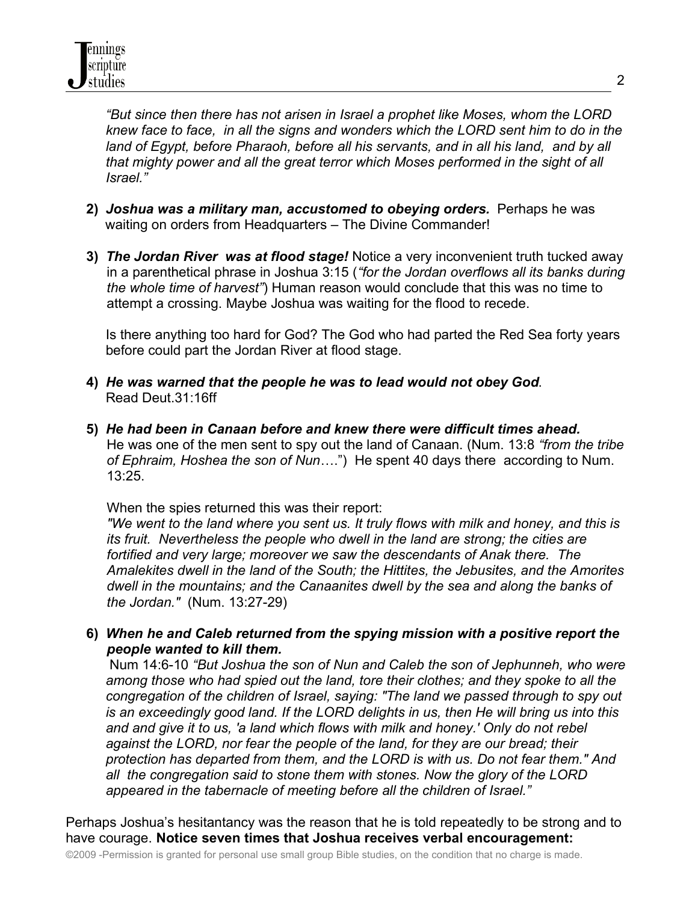*"But since then there has not arisen in Israel a prophet like Moses, whom the LORD knew face to face, in all the signs and wonders which the LORD sent him to do in the land of Egypt, before Pharaoh, before all his servants, and in all his land, and by all that mighty power and all the great terror which Moses performed in the sight of all Israel."*

2) ***Joshua was a military man, accustomed to obeying orders.*** Perhaps he was waiting on orders from Headquarters – The Divine Commander!

3) ***The Jordan River was at flood stage!*** Notice a very inconvenient truth tucked away in a parenthetical phrase in Joshua 3:15 (*"for the Jordan overflows all its banks during the whole time of harvest"*) Human reason would conclude that this was no time to attempt a crossing. Maybe Joshua was waiting for the flood to recede.

   Is there anything too hard for God? The God who had parted the Red Sea forty years before could part the Jordan River at flood stage.

4) ***He was warned that the people he was to lead would not obey God***. Read Deut.31:16ff

5) ***He had been in Canaan before and knew there were difficult times ahead.*** He was one of the men sent to spy out the land of Canaan. (Num. 13:8 *"from the tribe of Ephraim, Hoshea the son of Nun*….") He spent 40 days there according to Num. 13:25.

   When the spies returned this was their report:
   *"We went to the land where you sent us. It truly flows with milk and honey, and this is its fruit. Nevertheless the people who dwell in the land are strong; the cities are fortified and very large; moreover we saw the descendants of Anak there. The Amalekites dwell in the land of the South; the Hittites, the Jebusites, and the Amorites dwell in the mountains; and the Canaanites dwell by the sea and along the banks of the Jordan."* (Num. 13:27-29)

6) ***When he and Caleb returned from the spying mission with a positive report the people wanted to kill them.***
   Num 14:6-10 *"But Joshua the son of Nun and Caleb the son of Jephunneh, who were among those who had spied out the land, tore their clothes; and they spoke to all the congregation of the children of Israel, saying: "The land we passed through to spy out is an exceedingly good land. If the LORD delights in us, then He will bring us into this and and give it to us, 'a land which flows with milk and honey.' Only do not rebel against the LORD, nor fear the people of the land, for they are our bread; their protection has departed from them, and the LORD is with us. Do not fear them." And all the congregation said to stone them with stones. Now the glory of the LORD appeared in the tabernacle of meeting before all the children of Israel."*

Perhaps Joshua's hesitantancy was the reason that he is told repeatedly to be strong and to have courage. **Notice seven times that Joshua receives verbal encouragement:**

©2009 -Permission is granted for personal use small group Bible studies, on the condition that no charge is made.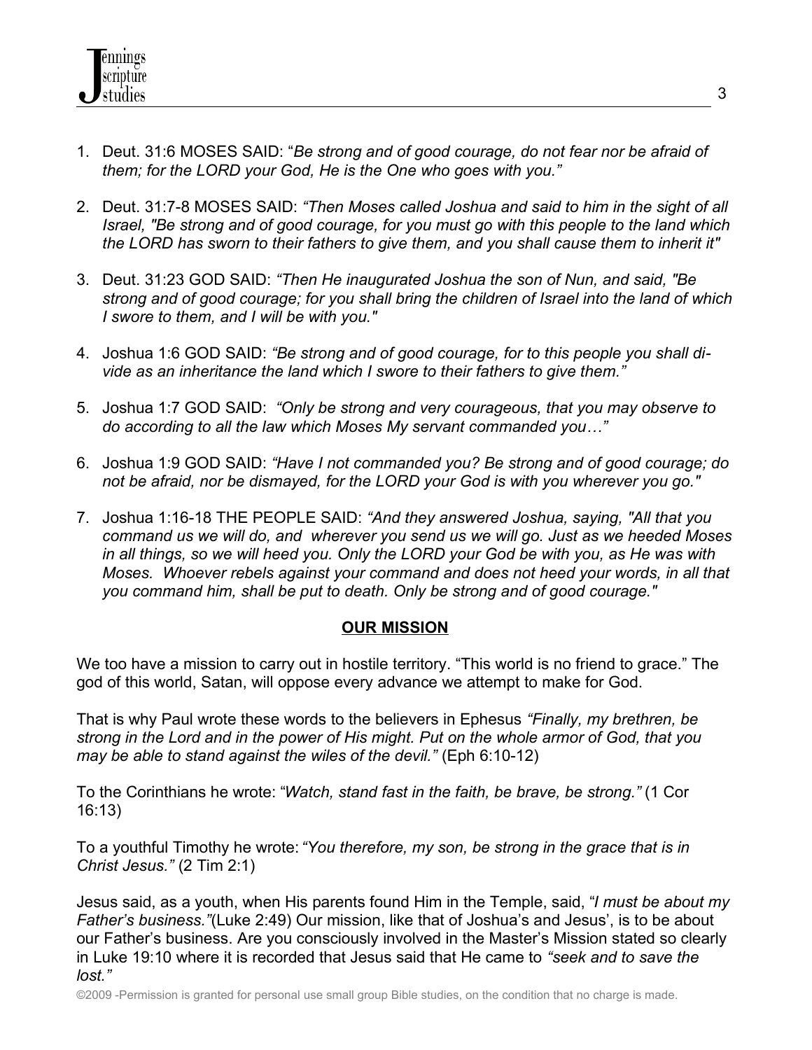1. Deut. 31:6 MOSES SAID: "*Be strong and of good courage, do not fear nor be afraid of them; for the LORD your God, He is the One who goes with you."*

2. Deut. 31:7-8 MOSES SAID: *"Then Moses called Joshua and said to him in the sight of all Israel, "Be strong and of good courage, for you must go with this people to the land which the LORD has sworn to their fathers to give them, and you shall cause them to inherit it"*

3. Deut. 31:23 GOD SAID: *"Then He inaugurated Joshua the son of Nun, and said, "Be strong and of good courage; for you shall bring the children of Israel into the land of which I swore to them, and I will be with you."*

4. Joshua 1:6 GOD SAID: *"Be strong and of good courage, for to this people you shall divide as an inheritance the land which I swore to their fathers to give them."*

5. Joshua 1:7 GOD SAID: *"Only be strong and very courageous, that you may observe to do according to all the law which Moses My servant commanded you…"*

6. Joshua 1:9 GOD SAID: *"Have I not commanded you? Be strong and of good courage; do not be afraid, nor be dismayed, for the LORD your God is with you wherever you go."*

7. Joshua 1:16-18 THE PEOPLE SAID: *"And they answered Joshua, saying, "All that you command us we will do, and wherever you send us we will go. Just as we heeded Moses in all things, so we will heed you. Only the LORD your God be with you, as He was with Moses. Whoever rebels against your command and does not heed your words, in all that you command him, shall be put to death. Only be strong and of good courage."*

## OUR MISSION

We too have a mission to carry out in hostile territory. "This world is no friend to grace." The god of this world, Satan, will oppose every advance we attempt to make for God.

That is why Paul wrote these words to the believers in Ephesus *"Finally, my brethren, be strong in the Lord and in the power of His might. Put on the whole armor of God, that you may be able to stand against the wiles of the devil."* (Eph 6:10-12)

To the Corinthians he wrote: "*Watch, stand fast in the faith, be brave, be strong."* (1 Cor 16:13)

To a youthful Timothy he wrote: *"You therefore, my son, be strong in the grace that is in Christ Jesus."* (2 Tim 2:1)

Jesus said, as a youth, when His parents found Him in the Temple, said, "*I must be about my Father's business."*(Luke 2:49) Our mission, like that of Joshua's and Jesus', is to be about our Father's business. Are you consciously involved in the Master's Mission stated so clearly in Luke 19:10 where it is recorded that Jesus said that He came to *"seek and to save the lost."*

©2009 -Permission is granted for personal use small group Bible studies, on the condition that no charge is made.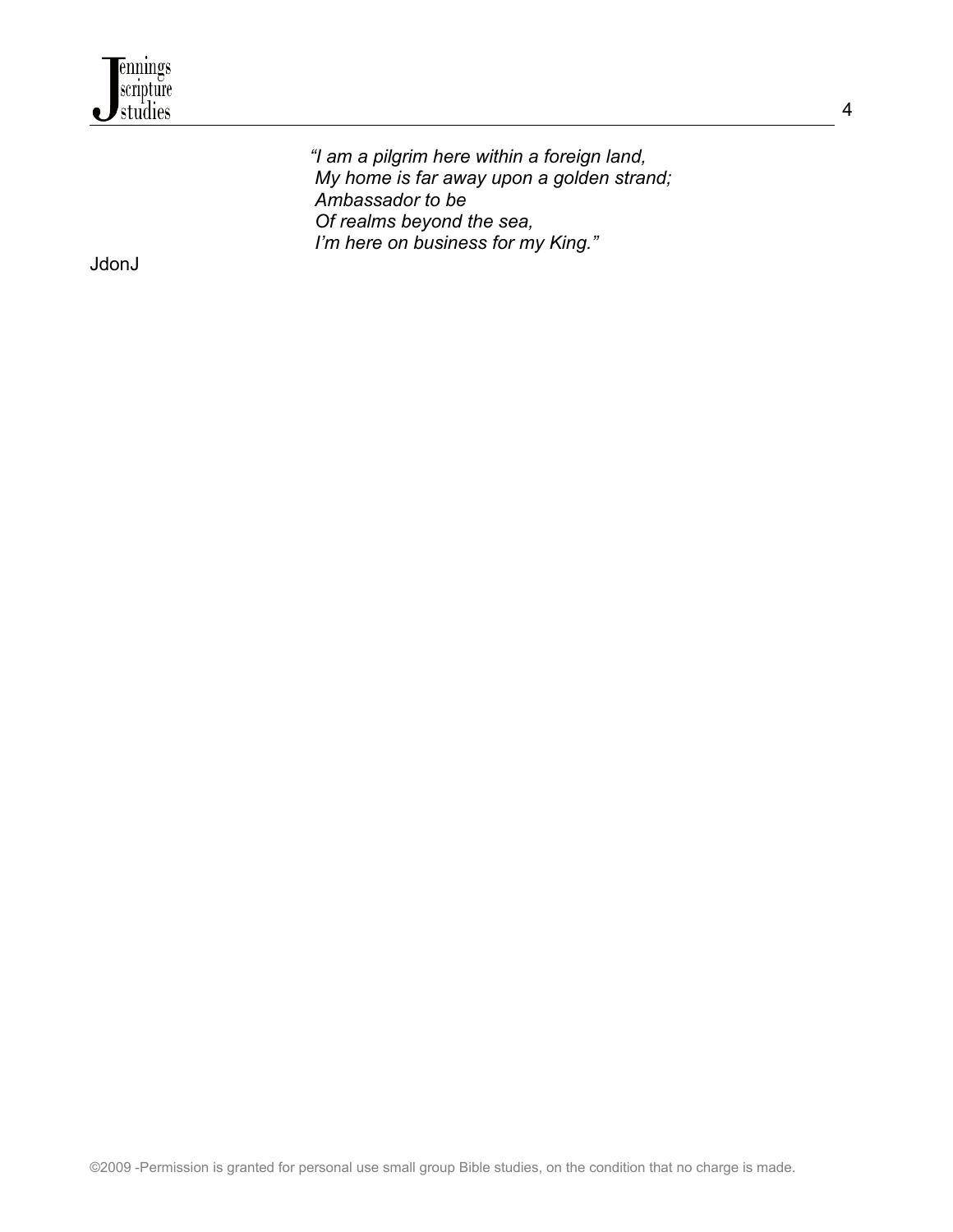*"I am a pilgrim here within a foreign land,*
*My home is far away upon a golden strand;*
*Ambassador to be*
*Of realms beyond the sea,*
*I'm here on business for my King."*

JdonJ